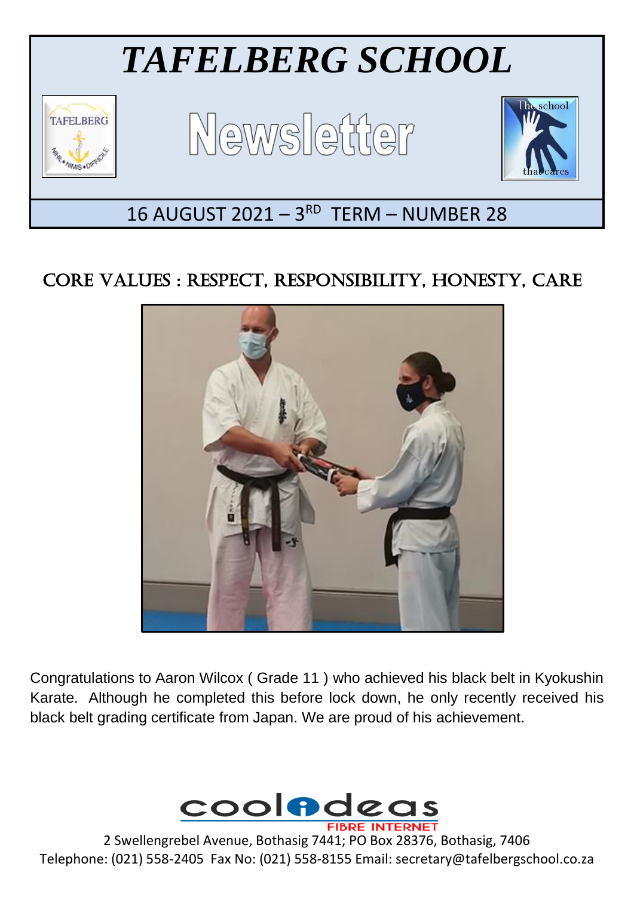# *TAFELBERG SCHOOL*

## Newsletter

16 AUGUST 2021 – 3RD TERM – NUMBER 28

## CORE VALUES : RESPECT, RESPONSIBILITY, HONESTY, CARE

Congratulations to Aaron Wilcox ( Grade 11 ) who achieved his black belt in Kyokushin Karate. Although he completed this before lock down, he only recently received his black belt grading certificate from Japan. We are proud of his achievement.

2 Swellengrebel Avenue, Bothasig 7441; PO Box 28376, Bothasig, 7406
Telephone: (021) 558-2405 Fax No: (021) 558-8155 Email: secretary@tafelbergschool.co.za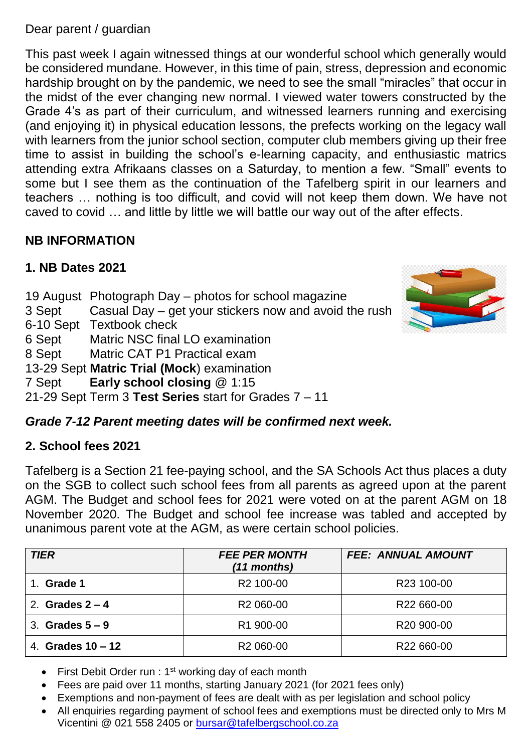Dear parent / guardian

This past week I again witnessed things at our wonderful school which generally would be considered mundane. However, in this time of pain, stress, depression and economic hardship brought on by the pandemic, we need to see the small "miracles" that occur in the midst of the ever changing new normal. I viewed water towers constructed by the Grade 4's as part of their curriculum, and witnessed learners running and exercising (and enjoying it) in physical education lessons, the prefects working on the legacy wall with learners from the junior school section, computer club members giving up their free time to assist in building the school's e-learning capacity, and enthusiastic matrics attending extra Afrikaans classes on a Saturday, to mention a few. "Small" events to some but I see them as the continuation of the Tafelberg spirit in our learners and teachers … nothing is too difficult, and covid will not keep them down. We have not caved to covid … and little by little we will battle our way out of the after effects.

## NB INFORMATION

### 1. NB Dates 2021

19 August Photograph Day – photos for school magazine
3 Sept Casual Day – get your stickers now and avoid the rush
6-10 Sept Textbook check
6 Sept Matric NSC final LO examination
8 Sept Matric CAT P1 Practical exam
13-29 Sept **Matric Trial (Mock**) examination
7 Sept **Early school closing** @ 1:15
21-29 Sept Term 3 **Test Series** start for Grades 7 – 11

***Grade 7-12 Parent meeting dates will be confirmed next week.***

### 2. School fees 2021

Tafelberg is a Section 21 fee-paying school, and the SA Schools Act thus places a duty on the SGB to collect such school fees from all parents as agreed upon at the parent AGM. The Budget and school fees for 2021 were voted on at the parent AGM on 18 November 2020. The Budget and school fee increase was tabled and accepted by unanimous parent vote at the AGM, as were certain school policies.

| *TIER* | *FEE PER MONTH (11 months)* | *FEE: ANNUAL AMOUNT* |
|---|---|---|
| 1. **Grade 1** | R2 100-00 | R23 100-00 |
| 2. **Grades 2 – 4** | R2 060-00 | R22 660-00 |
| 3. **Grades 5 – 9** | R1 900-00 | R20 900-00 |
| 4. **Grades 10 – 12** | R2 060-00 | R22 660-00 |

- First Debit Order run : 1st working day of each month
- Fees are paid over 11 months, starting January 2021 (for 2021 fees only)
- Exemptions and non-payment of fees are dealt with as per legislation and school policy
- All enquiries regarding payment of school fees and exemptions must be directed only to Mrs M Vicentini @ 021 558 2405 or bursar@tafelbergschool.co.za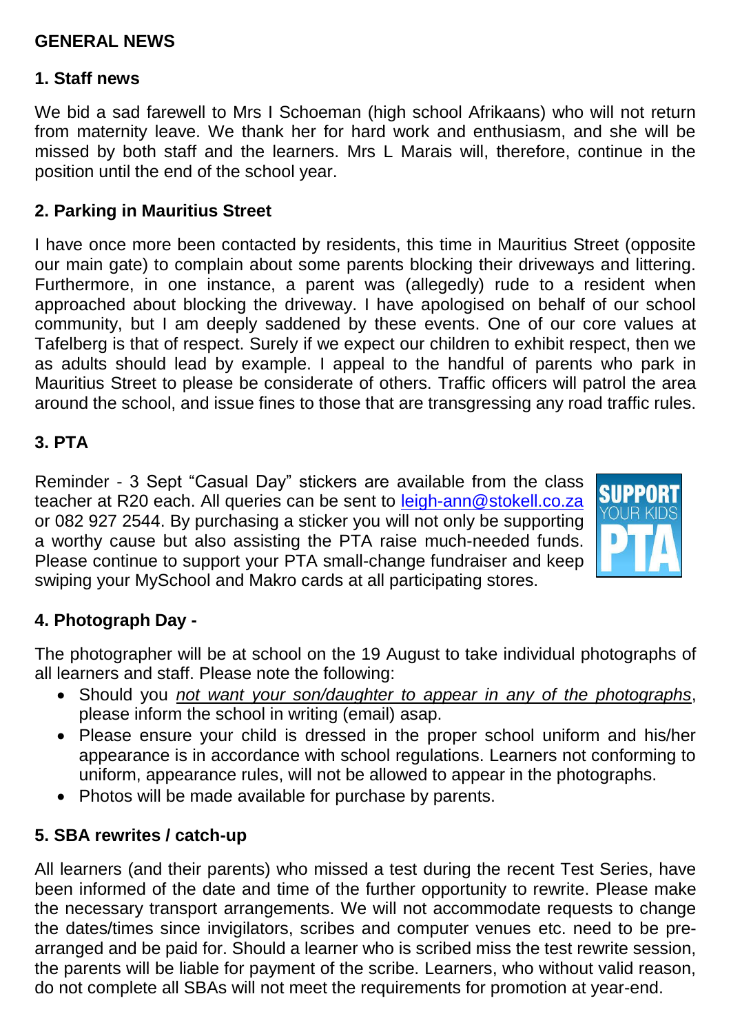## GENERAL NEWS

### 1. Staff news

We bid a sad farewell to Mrs I Schoeman (high school Afrikaans) who will not return from maternity leave. We thank her for hard work and enthusiasm, and she will be missed by both staff and the learners. Mrs L Marais will, therefore, continue in the position until the end of the school year.

### 2. Parking in Mauritius Street

I have once more been contacted by residents, this time in Mauritius Street (opposite our main gate) to complain about some parents blocking their driveways and littering. Furthermore, in one instance, a parent was (allegedly) rude to a resident when approached about blocking the driveway. I have apologised on behalf of our school community, but I am deeply saddened by these events. One of our core values at Tafelberg is that of respect. Surely if we expect our children to exhibit respect, then we as adults should lead by example. I appeal to the handful of parents who park in Mauritius Street to please be considerate of others. Traffic officers will patrol the area around the school, and issue fines to those that are transgressing any road traffic rules.

### 3. PTA

Reminder - 3 Sept "Casual Day" stickers are available from the class teacher at R20 each. All queries can be sent to leigh-ann@stokell.co.za or 082 927 2544. By purchasing a sticker you will not only be supporting a worthy cause but also assisting the PTA raise much-needed funds. Please continue to support your PTA small-change fundraiser and keep swiping your MySchool and Makro cards at all participating stores.

SUPPORT YOUR KIDS PTA

### 4. Photograph Day -

The photographer will be at school on the 19 August to take individual photographs of all learners and staff. Please note the following:

- Should you *not want your son/daughter to appear in any of the photographs*, please inform the school in writing (email) asap.
- Please ensure your child is dressed in the proper school uniform and his/her appearance is in accordance with school regulations. Learners not conforming to uniform, appearance rules, will not be allowed to appear in the photographs.
- Photos will be made available for purchase by parents.

### 5. SBA rewrites / catch-up

All learners (and their parents) who missed a test during the recent Test Series, have been informed of the date and time of the further opportunity to rewrite. Please make the necessary transport arrangements. We will not accommodate requests to change the dates/times since invigilators, scribes and computer venues etc. need to be pre-arranged and be paid for. Should a learner who is scribed miss the test rewrite session, the parents will be liable for payment of the scribe. Learners, who without valid reason, do not complete all SBAs will not meet the requirements for promotion at year-end.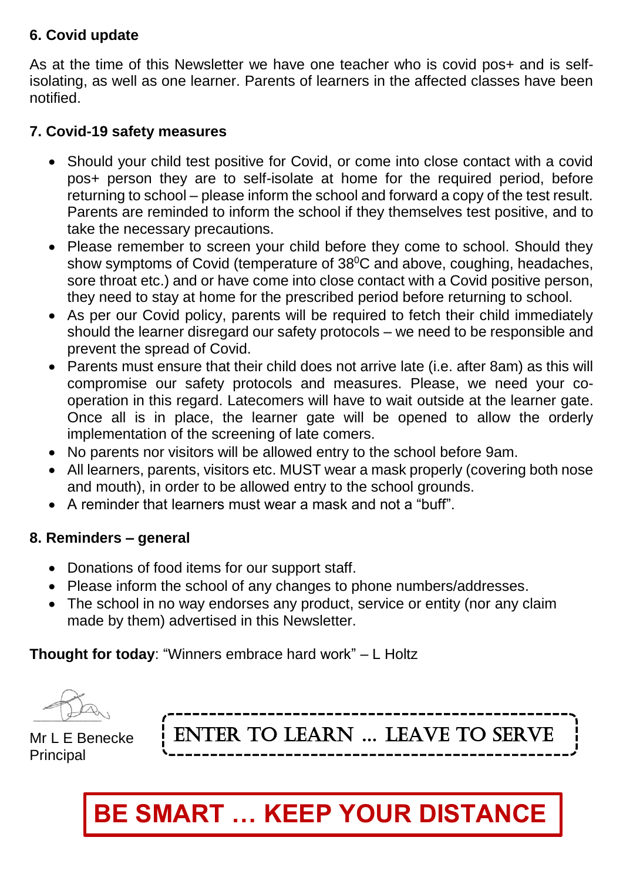**6. Covid update**

As at the time of this Newsletter we have one teacher who is covid pos+ and is self-isolating, as well as one learner. Parents of learners in the affected classes have been notified.

**7. Covid-19 safety measures**

- Should your child test positive for Covid, or come into close contact with a covid pos+ person they are to self-isolate at home for the required period, before returning to school – please inform the school and forward a copy of the test result. Parents are reminded to inform the school if they themselves test positive, and to take the necessary precautions.
- Please remember to screen your child before they come to school. Should they show symptoms of Covid (temperature of $38^0$C and above, coughing, headaches, sore throat etc.) and or have come into close contact with a Covid positive person, they need to stay at home for the prescribed period before returning to school.
- As per our Covid policy, parents will be required to fetch their child immediately should the learner disregard our safety protocols – we need to be responsible and prevent the spread of Covid.
- Parents must ensure that their child does not arrive late (i.e. after 8am) as this will compromise our safety protocols and measures. Please, we need your co-operation in this regard. Latecomers will have to wait outside at the learner gate. Once all is in place, the learner gate will be opened to allow the orderly implementation of the screening of late comers.
- No parents nor visitors will be allowed entry to the school before 9am.
- All learners, parents, visitors etc. MUST wear a mask properly (covering both nose and mouth), in order to be allowed entry to the school grounds.
- A reminder that learners must wear a mask and not a "buff".

**8. Reminders – general**

- Donations of food items for our support staff.
- Please inform the school of any changes to phone numbers/addresses.
- The school in no way endorses any product, service or entity (nor any claim made by them) advertised in this Newsletter.

**Thought for today**: "Winners embrace hard work" – L Holtz

Mr L E Benecke
Principal

ENTER TO LEARN … LEAVE TO SERVE

**BE SMART … KEEP YOUR DISTANCE**